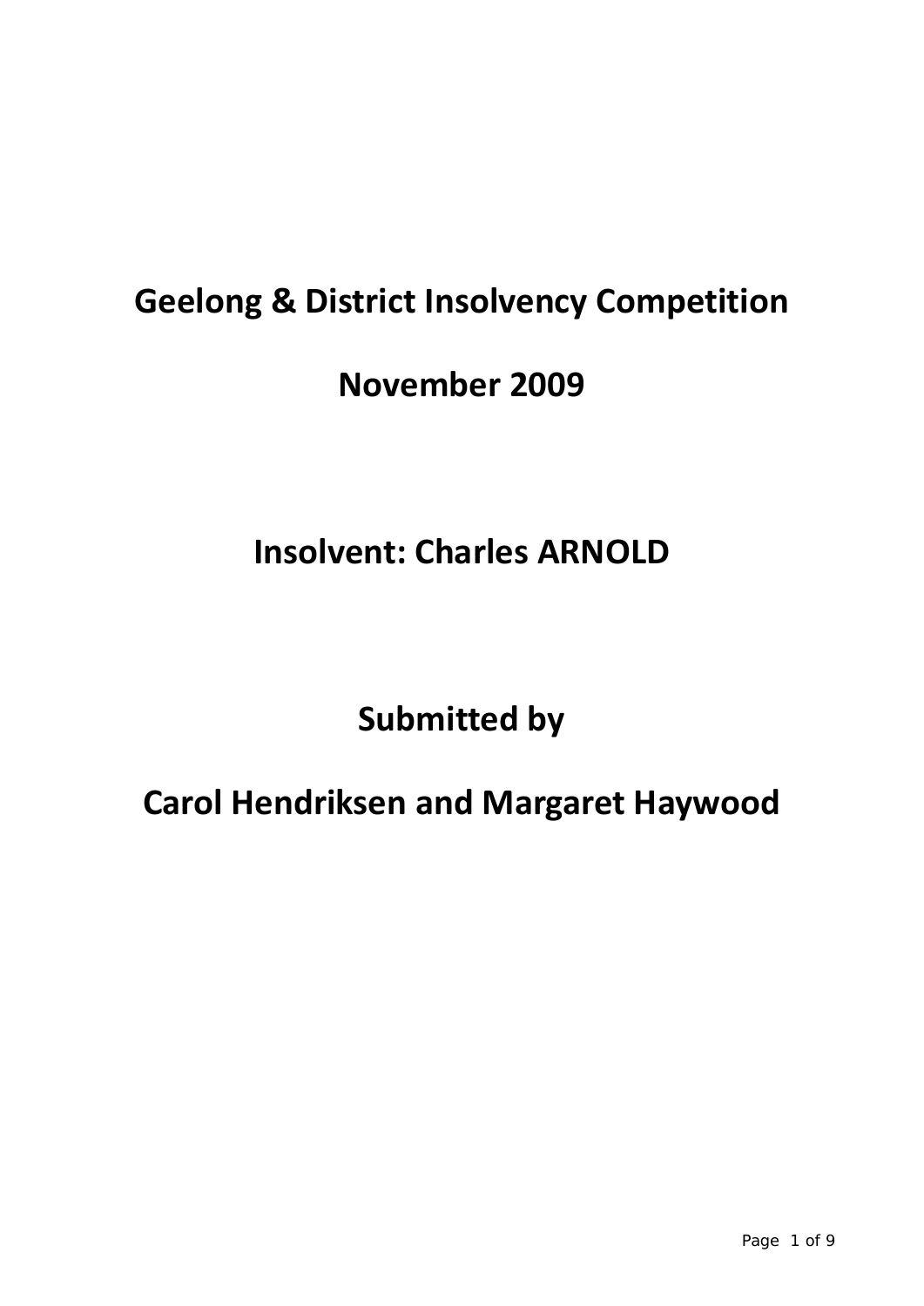# Geelong & District Insolvency Competition

# November 2009

# Insolvent: Charles ARNOLD

# Submitted by

# Carol Hendriksen and Margaret Haywood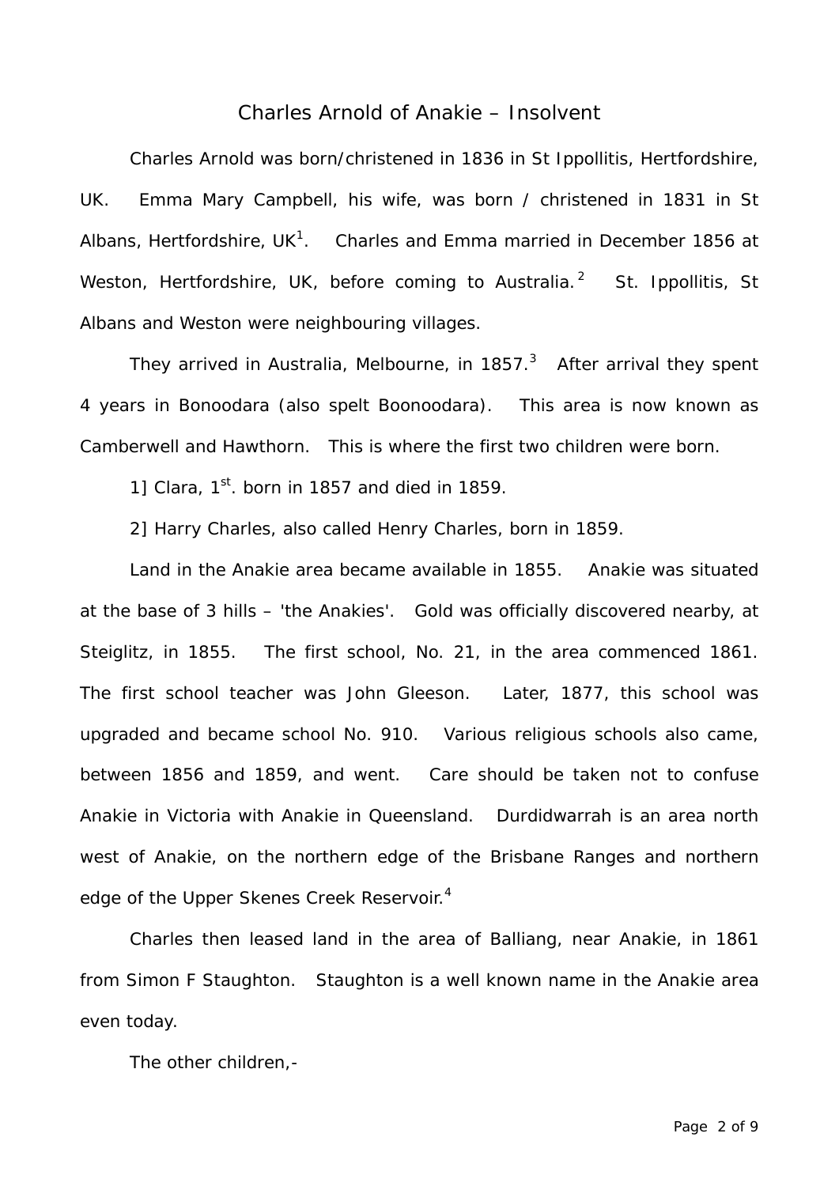# Charles Arnold of Anakie – Insolvent

Charles Arnold was born/christened in 1836 in St Ippollitis, Hertfordshire, UK. Emma Mary Campbell, his wife, was born / christened in 1831 in St Albans, Hertfordshire, UK[1]. Charles and Emma married in December 1856 at Weston, Hertfordshire, UK, before coming to Australia.[2] St. Ippollitis, St Albans and Weston were neighbouring villages.

They arrived in Australia, Melbourne, in 1857.[3] After arrival they spent 4 years in Bonoodara (also spelt Boonoodara). This area is now known as Camberwell and Hawthorn. This is where the first two children were born.

1] Clara, 1st. born in 1857 and died in 1859.

2] Harry Charles, also called Henry Charles, born in 1859.

Land in the Anakie area became available in 1855. Anakie was situated at the base of 3 hills – 'the Anakies'. Gold was officially discovered nearby, at Steiglitz, in 1855. The first school, No. 21, in the area commenced 1861. The first school teacher was John Gleeson. Later, 1877, this school was upgraded and became school No. 910. Various religious schools also came, between 1856 and 1859, and went. Care should be taken not to confuse Anakie in Victoria with Anakie in Queensland. Durdidwarrah is an area north west of Anakie, on the northern edge of the Brisbane Ranges and northern edge of the Upper Skenes Creek Reservoir.[4]

Charles then leased land in the area of Balliang, near Anakie, in 1861 from Simon F Staughton. Staughton is a well known name in the Anakie area even today.

The other children,-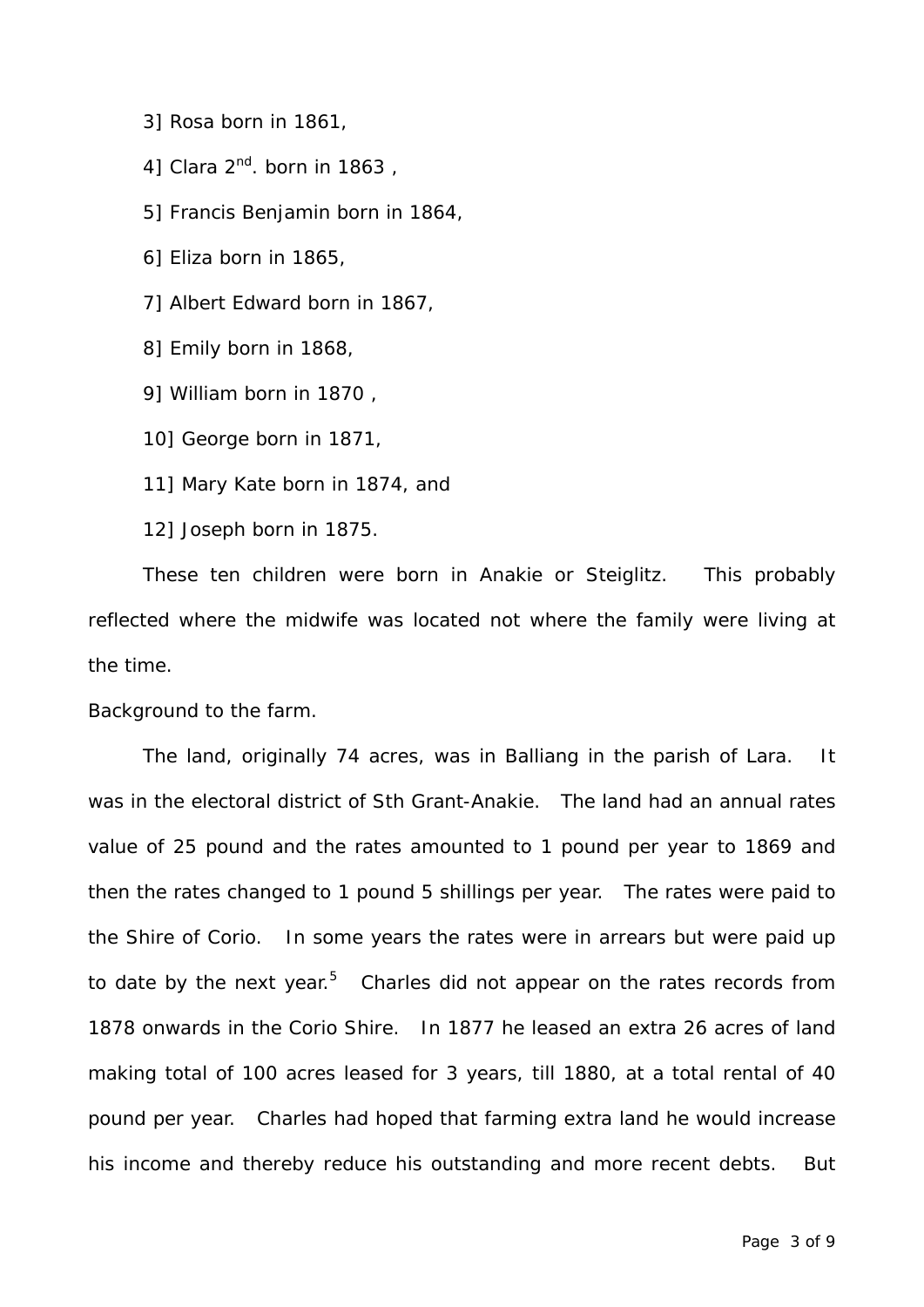3] Rosa born in 1861,

4] Clara 2$^{nd}$. born in 1863 ,

5] Francis Benjamin born in 1864,

6] Eliza born in 1865,

7] Albert Edward born in 1867,

8] Emily born in 1868,

9] William born in 1870 ,

10] George born in 1871,

11] Mary Kate born in 1874, and

12] Joseph born in 1875.

These ten children were born in Anakie or Steiglitz. This probably reflected where the midwife was located not where the family were living at the time.

Background to the farm.

The land, originally 74 acres, was in Balliang in the parish of Lara. It was in the electoral district of Sth Grant-Anakie. The land had an annual rates value of 25 pound and the rates amounted to 1 pound per year to 1869 and then the rates changed to 1 pound 5 shillings per year. The rates were paid to the Shire of Corio. In some years the rates were in arrears but were paid up to date by the next year.[5] Charles did not appear on the rates records from 1878 onwards in the Corio Shire. In 1877 he leased an extra 26 acres of land making total of 100 acres leased for 3 years, till 1880, at a total rental of 40 pound per year. Charles had hoped that farming extra land he would increase his income and thereby reduce his outstanding and more recent debts. But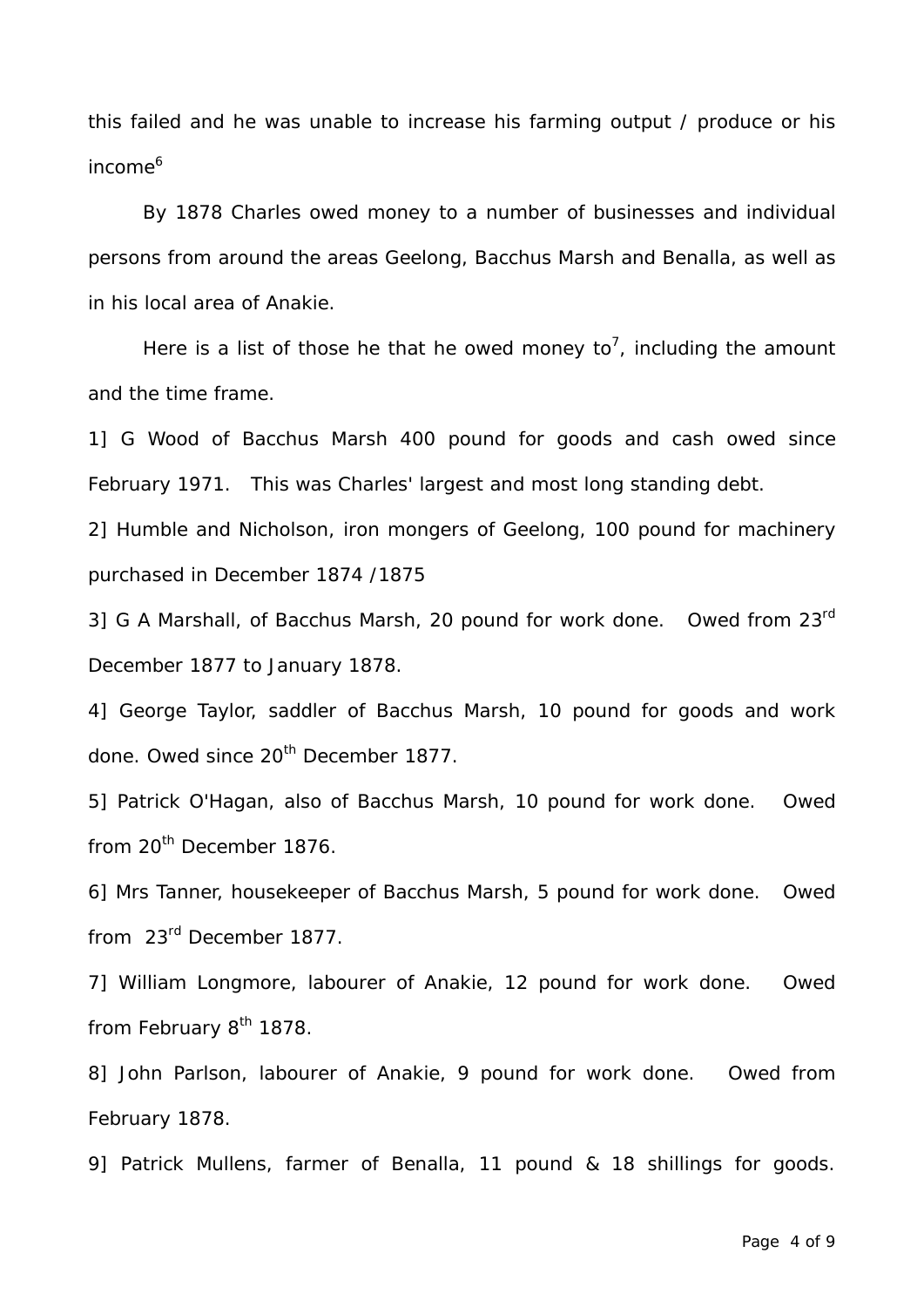this failed and he was unable to increase his farming output / produce or his income[6]

By 1878 Charles owed money to a number of businesses and individual persons from around the areas Geelong, Bacchus Marsh and Benalla, as well as in his local area of Anakie.

Here is a list of those he that he owed money to[7], including the amount and the time frame.

1] G Wood of Bacchus Marsh 400 pound for goods and cash owed since February 1971. This was Charles' largest and most long standing debt.

2] Humble and Nicholson, iron mongers of Geelong, 100 pound for machinery purchased in December 1874 /1875

3] G A Marshall, of Bacchus Marsh, 20 pound for work done. Owed from 23rd December 1877 to January 1878.

4] George Taylor, saddler of Bacchus Marsh, 10 pound for goods and work done. Owed since 20th December 1877.

5] Patrick O'Hagan, also of Bacchus Marsh, 10 pound for work done. Owed from 20th December 1876.

6] Mrs Tanner, housekeeper of Bacchus Marsh, 5 pound for work done. Owed from 23rd December 1877.

7] William Longmore, labourer of Anakie, 12 pound for work done. Owed from February 8th 1878.

8] John Parlson, labourer of Anakie, 9 pound for work done. Owed from February 1878.

9] Patrick Mullens, farmer of Benalla, 11 pound & 18 shillings for goods.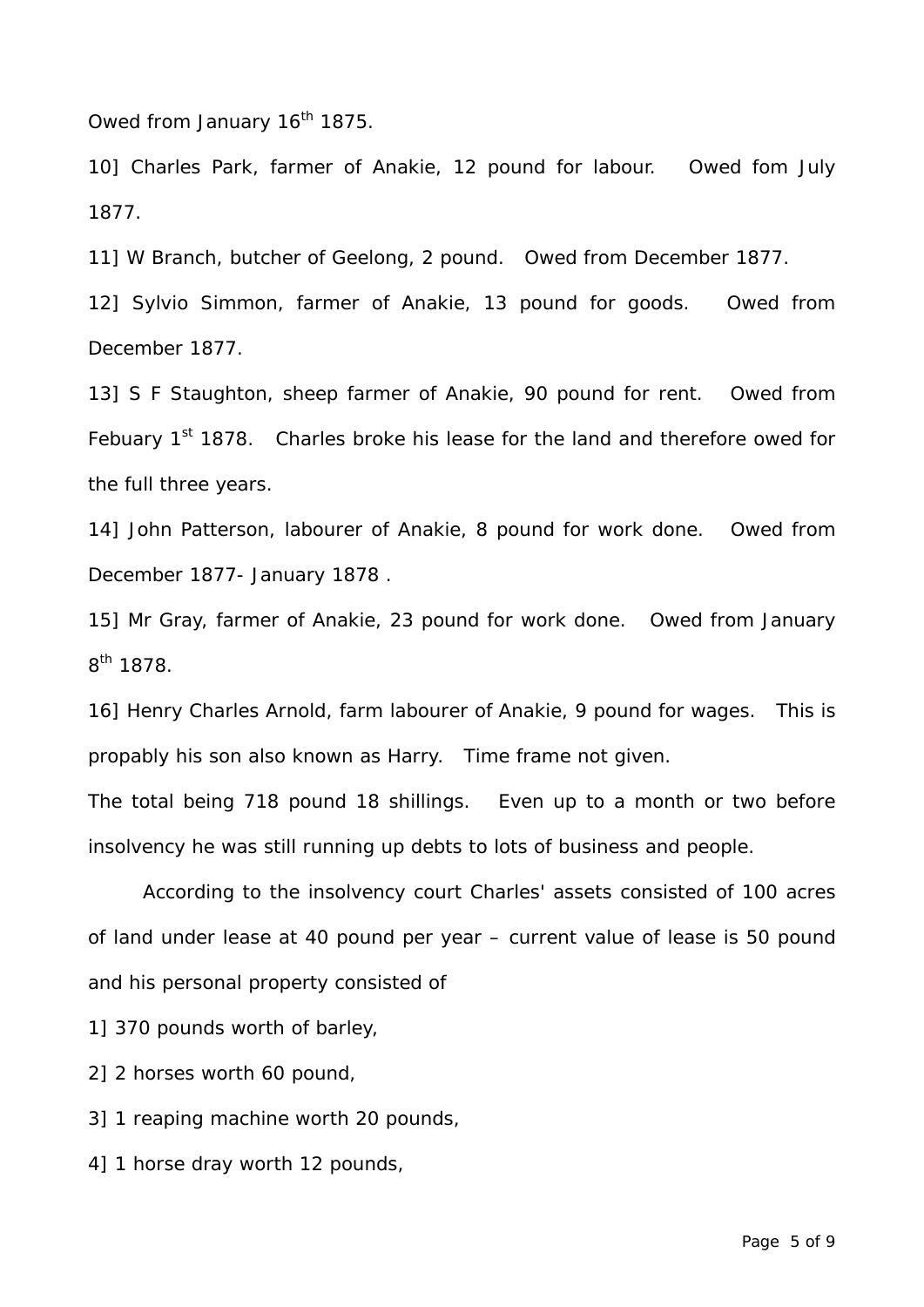Owed from January 16th 1875.

10] Charles Park, farmer of Anakie, 12 pound for labour. Owed fom July 1877.

11] W Branch, butcher of Geelong, 2 pound. Owed from December 1877.

12] Sylvio Simmon, farmer of Anakie, 13 pound for goods. Owed from December 1877.

13] S F Staughton, sheep farmer of Anakie, 90 pound for rent. Owed from Febuary 1st 1878. Charles broke his lease for the land and therefore owed for the full three years.

14] John Patterson, labourer of Anakie, 8 pound for work done. Owed from December 1877- January 1878 .

15] Mr Gray, farmer of Anakie, 23 pound for work done. Owed from January 8th 1878.

16] Henry Charles Arnold, farm labourer of Anakie, 9 pound for wages. This is propably his son also known as Harry. Time frame not given.

The total being 718 pound 18 shillings. Even up to a month or two before insolvency he was still running up debts to lots of business and people.

According to the insolvency court Charles' assets consisted of 100 acres of land under lease at 40 pound per year – current value of lease is 50 pound and his personal property consisted of

1] 370 pounds worth of barley,

2] 2 horses worth 60 pound,

3] 1 reaping machine worth 20 pounds,

4] 1 horse dray worth 12 pounds,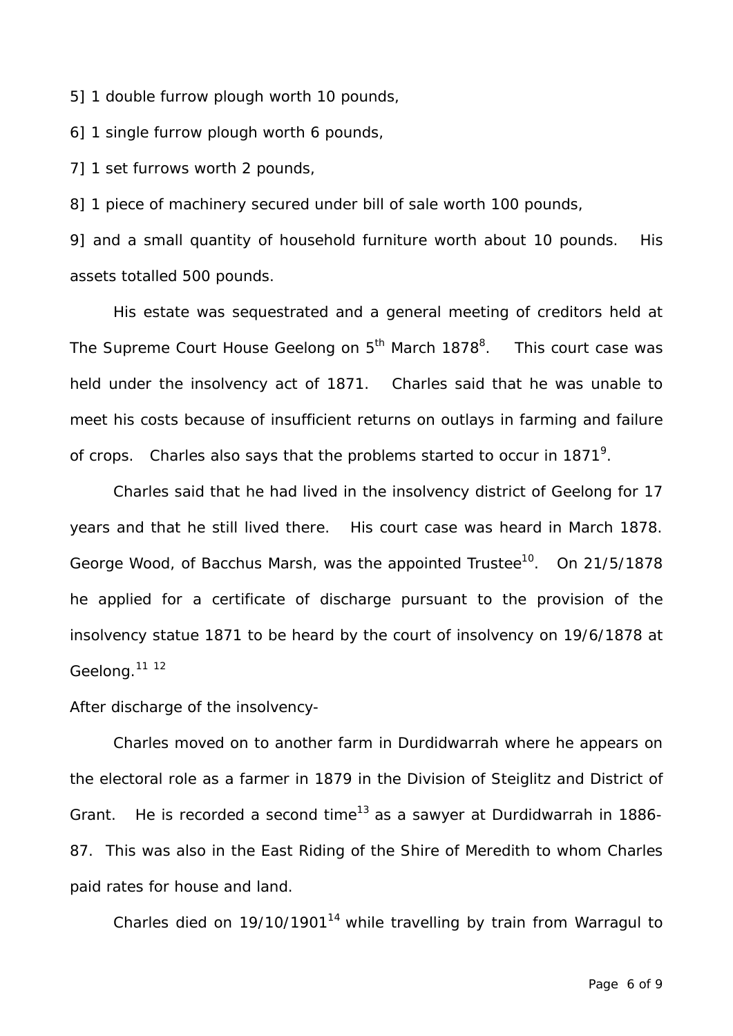5] 1 double furrow plough worth 10 pounds,

6] 1 single furrow plough worth 6 pounds,

7] 1 set furrows worth 2 pounds,

8] 1 piece of machinery secured under bill of sale worth 100 pounds,

9] and a small quantity of household furniture worth about 10 pounds. His assets totalled 500 pounds.

His estate was sequestrated and a general meeting of creditors held at The Supreme Court House Geelong on 5th March 1878[8]. This court case was held under the insolvency act of 1871. Charles said that he was unable to meet his costs because of insufficient returns on outlays in farming and failure of crops. Charles also says that the problems started to occur in 1871[9].

Charles said that he had lived in the insolvency district of Geelong for 17 years and that he still lived there. His court case was heard in March 1878. George Wood, of Bacchus Marsh, was the appointed Trustee[10]. On 21/5/1878 he applied for a certificate of discharge pursuant to the provision of the insolvency statue 1871 to be heard by the court of insolvency on 19/6/1878 at Geelong.[11] [12]

After discharge of the insolvency-

Charles moved on to another farm in Durdidwarrah where he appears on the electoral role as a farmer in 1879 in the Division of Steiglitz and District of Grant. He is recorded a second time[13] as a sawyer at Durdidwarrah in 1886-87. This was also in the East Riding of the Shire of Meredith to whom Charles paid rates for house and land.

Charles died on 19/10/1901[14] while travelling by train from Warragul to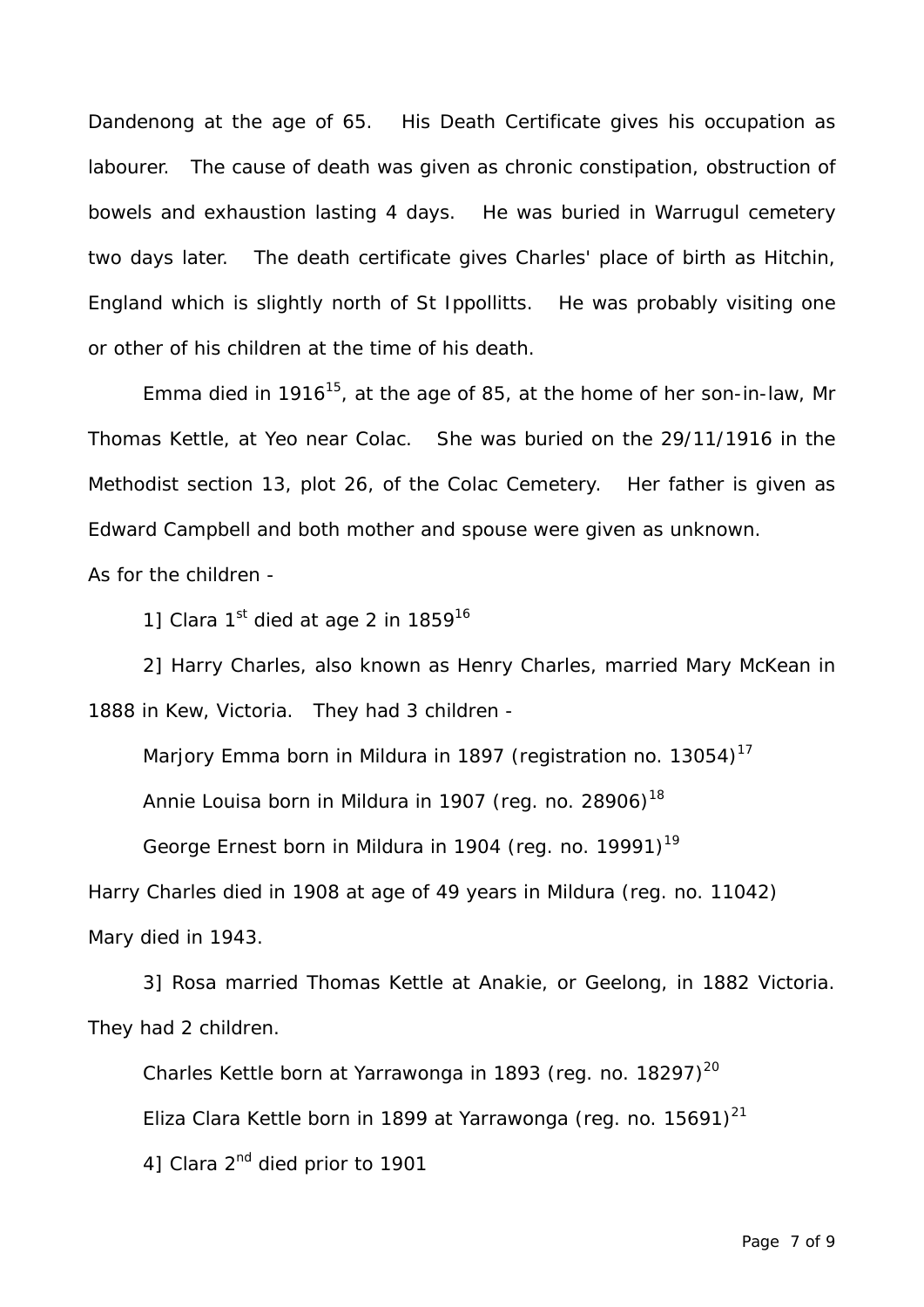Dandenong at the age of 65. His Death Certificate gives his occupation as labourer. The cause of death was given as chronic constipation, obstruction of bowels and exhaustion lasting 4 days. He was buried in Warrugul cemetery two days later. The death certificate gives Charles' place of birth as Hitchin, England which is slightly north of St Ippollitts. He was probably visiting one or other of his children at the time of his death.

Emma died in 1916[15], at the age of 85, at the home of her son-in-law, Mr Thomas Kettle, at Yeo near Colac. She was buried on the 29/11/1916 in the Methodist section 13, plot 26, of the Colac Cemetery. Her father is given as Edward Campbell and both mother and spouse were given as unknown.

As for the children -

1] Clara 1st died at age 2 in 1859[16]

2] Harry Charles, also known as Henry Charles, married Mary McKean in 1888 in Kew, Victoria. They had 3 children -

Marjory Emma born in Mildura in 1897 (registration no. 13054)[17]

Annie Louisa born in Mildura in 1907 (reg. no. 28906)[18]

George Ernest born in Mildura in 1904 (reg. no. 19991)[19]

Harry Charles died in 1908 at age of 49 years in Mildura (reg. no. 11042)

Mary died in 1943.

3] Rosa married Thomas Kettle at Anakie, or Geelong, in 1882 Victoria. They had 2 children.

Charles Kettle born at Yarrawonga in 1893 (reg. no. 18297)[20]

Eliza Clara Kettle born in 1899 at Yarrawonga (reg. no. 15691)[21]

4] Clara 2nd died prior to 1901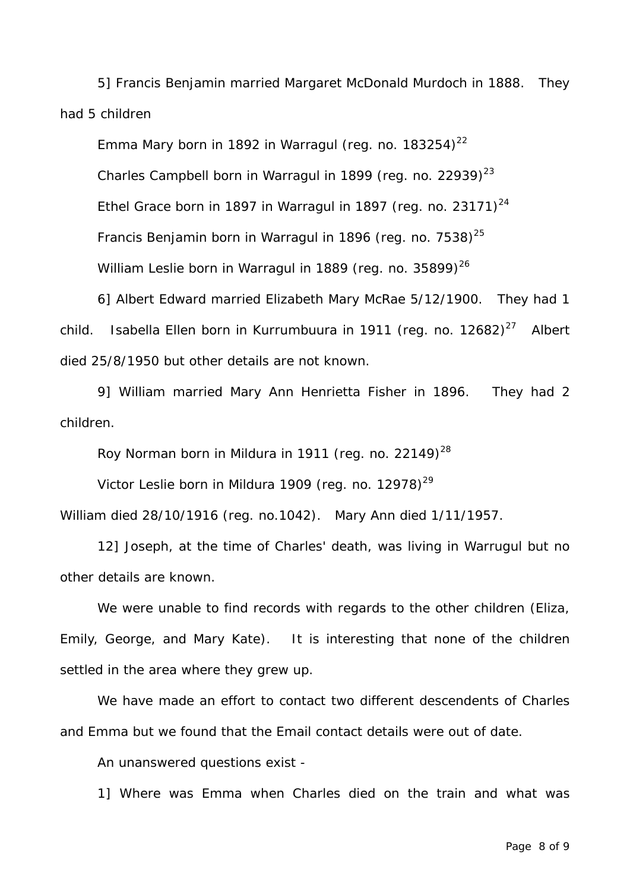5] Francis Benjamin married Margaret McDonald Murdoch in 1888. They had 5 children

Emma Mary born in 1892 in Warragul (reg. no. 183254)[22]

Charles Campbell born in Warragul in 1899 (reg. no. 22939)[23]

Ethel Grace born in 1897 in Warragul in 1897 (reg. no. 23171)[24]

Francis Benjamin born in Warragul in 1896 (reg. no. 7538)[25]

William Leslie born in Warragul in 1889 (reg. no. 35899)[26]

6] Albert Edward married Elizabeth Mary McRae 5/12/1900. They had 1 child. Isabella Ellen born in Kurrumbuura in 1911 (reg. no. 12682)[27] Albert died 25/8/1950 but other details are not known.

9] William married Mary Ann Henrietta Fisher in 1896. They had 2 children.

Roy Norman born in Mildura in 1911 (reg. no. 22149)[28]

Victor Leslie born in Mildura 1909 (reg. no. 12978)[29]

William died 28/10/1916 (reg. no.1042). Mary Ann died 1/11/1957.

12] Joseph, at the time of Charles' death, was living in Warrugul but no other details are known.

We were unable to find records with regards to the other children (Eliza, Emily, George, and Mary Kate). It is interesting that none of the children settled in the area where they grew up.

We have made an effort to contact two different descendents of Charles and Emma but we found that the Email contact details were out of date.

An unanswered questions exist -

1] Where was Emma when Charles died on the train and what was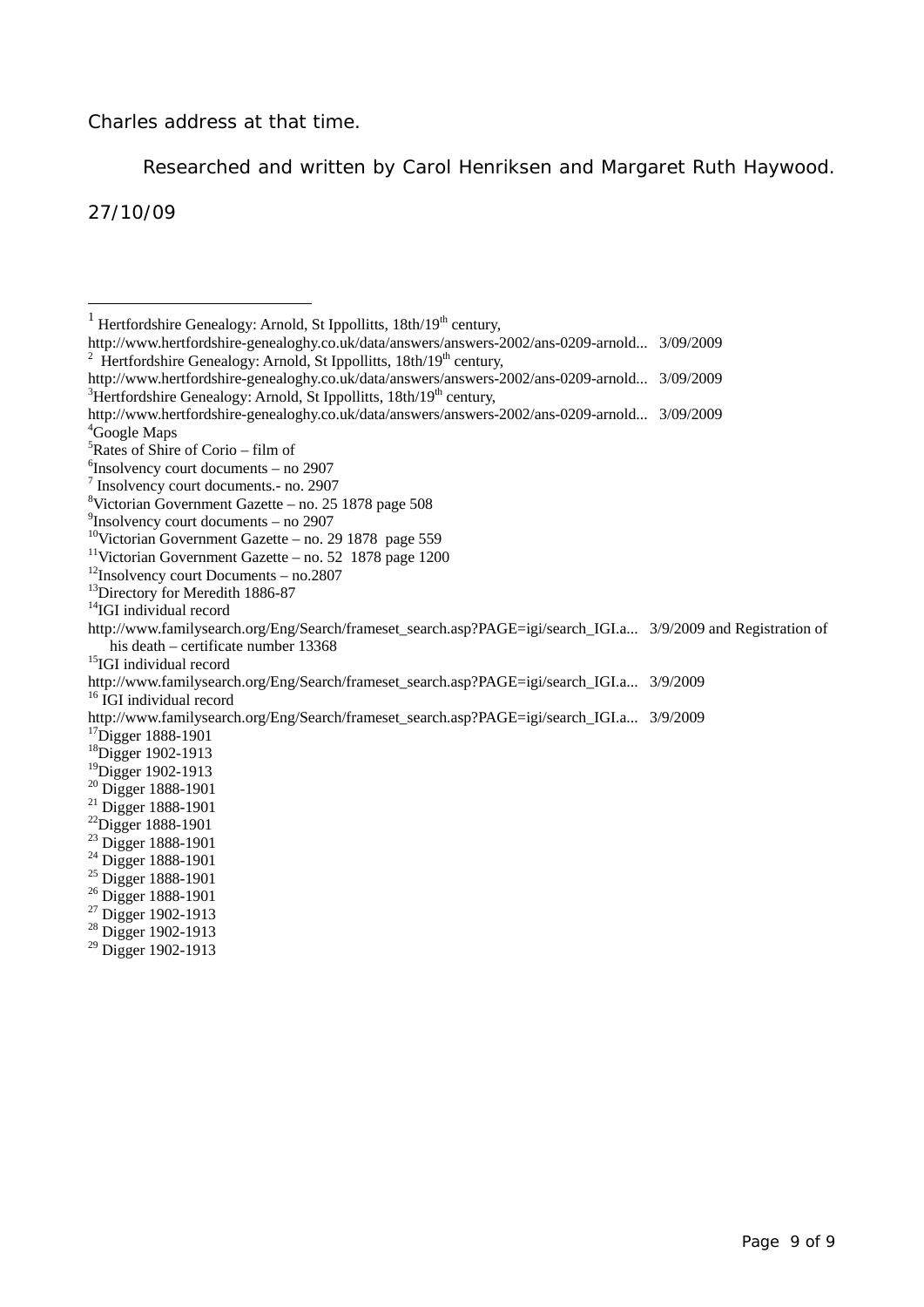Charles address at that time.

Researched and written by Carol Henriksen and Margaret Ruth Haywood.

27/10/09

---

[1] Hertfordshire Genealogy: Arnold, St Ippollitts, 18th/19th century, http://www.hertfordshire-genealoghy.co.uk/data/answers/answers-2002/ans-0209-arnold... 3/09/2009

[2] Hertfordshire Genealogy: Arnold, St Ippollitts, 18th/19th century, http://www.hertfordshire-genealoghy.co.uk/data/answers/answers-2002/ans-0209-arnold... 3/09/2009

[3] Hertfordshire Genealogy: Arnold, St Ippollitts, 18th/19th century, http://www.hertfordshire-genealoghy.co.uk/data/answers/answers-2002/ans-0209-arnold... 3/09/2009

[4] Google Maps

[5] Rates of Shire of Corio – film of

[6] Insolvency court documents – no 2907

[7] Insolvency court documents.- no. 2907

[8] Victorian Government Gazette – no. 25 1878 page 508

[9] Insolvency court documents – no 2907

[10] Victorian Government Gazette – no. 29 1878 page 559

[11] Victorian Government Gazette – no. 52 1878 page 1200

[12] Insolvency court Documents – no.2807

[13] Directory for Meredith 1886-87

[14] IGI individual record http://www.familysearch.org/Eng/Search/frameset_search.asp?PAGE=igi/search_IGI.a... 3/9/2009 and Registration of his death – certificate number 13368

[15] IGI individual record http://www.familysearch.org/Eng/Search/frameset_search.asp?PAGE=igi/search_IGI.a... 3/9/2009

[16] IGI individual record http://www.familysearch.org/Eng/Search/frameset_search.asp?PAGE=igi/search_IGI.a... 3/9/2009

[17] Digger 1888-1901

[18] Digger 1902-1913

[19] Digger 1902-1913

[20] Digger 1888-1901

[21] Digger 1888-1901

[22] Digger 1888-1901

[23] Digger 1888-1901

[24] Digger 1888-1901

[25] Digger 1888-1901

[26] Digger 1888-1901

[27] Digger 1902-1913

[28] Digger 1902-1913

[29] Digger 1902-1913